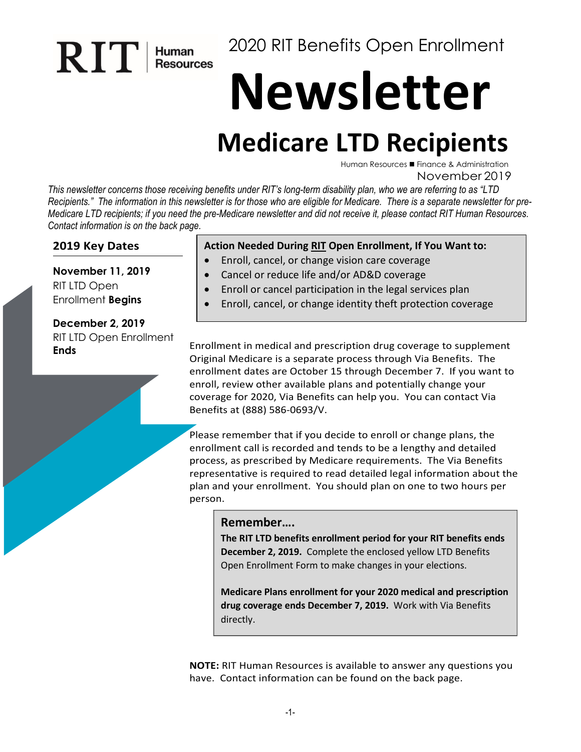RIT | Human Resources

2020 RIT Benefits Open Enrollment

# Newsletter

## Medicare LTD Recipients

Human Resources ■ Finance & Administration

November 2019

*This newsletter concerns those receiving benefits under RIT's long-term disability plan, who we are referring to as "LTD Recipients." The information in this newsletter is for those who are eligible for Medicare. There is a separate newsletter for pre-Medicare LTD recipients; if you need the pre-Medicare newsletter and did not receive it, please contact RIT Human Resources. Contact information is on the back page.*

### 2019 Key Dates

**November 11, 2019**
RIT LTD Open Enrollment **Begins**

**December 2, 2019**
RIT LTD Open Enrollment **Ends**

**Action Needed During RIT Open Enrollment, If You Want to:**

- Enroll, cancel, or change vision care coverage
- Cancel or reduce life and/or AD&D coverage
- Enroll or cancel participation in the legal services plan
- Enroll, cancel, or change identity theft protection coverage

Enrollment in medical and prescription drug coverage to supplement Original Medicare is a separate process through Via Benefits. The enrollment dates are October 15 through December 7. If you want to enroll, review other available plans and potentially change your coverage for 2020, Via Benefits can help you. You can contact Via Benefits at (888) 586-0693/V.

Please remember that if you decide to enroll or change plans, the enrollment call is recorded and tends to be a lengthy and detailed process, as prescribed by Medicare requirements. The Via Benefits representative is required to read detailed legal information about the plan and your enrollment. You should plan on one to two hours per person.

**Remember….**

**The RIT LTD benefits enrollment period for your RIT benefits ends December 2, 2019.** Complete the enclosed yellow LTD Benefits Open Enrollment Form to make changes in your elections.

**Medicare Plans enrollment for your 2020 medical and prescription drug coverage ends December 7, 2019.** Work with Via Benefits directly.

**NOTE:** RIT Human Resources is available to answer any questions you have. Contact information can be found on the back page.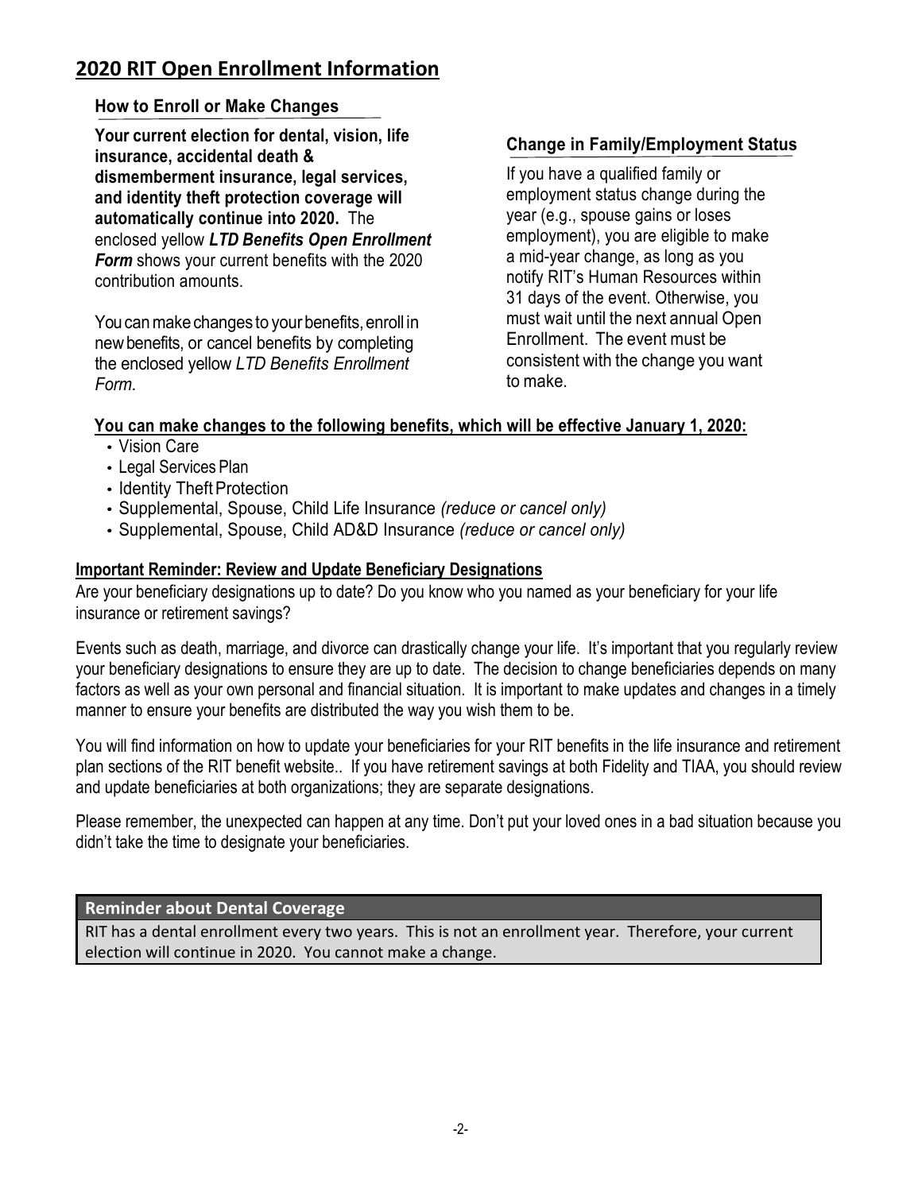# 2020 RIT Open Enrollment Information

## How to Enroll or Make Changes

**Your current election for dental, vision, life insurance, accidental death & dismemberment insurance, legal services, and identity theft protection coverage will automatically continue into 2020.** The enclosed yellow ***LTD Benefits Open Enrollment Form*** shows your current benefits with the 2020 contribution amounts.

You can make changes to your benefits, enroll in new benefits, or cancel benefits by completing the enclosed yellow *LTD Benefits Enrollment Form*.

## Change in Family/Employment Status

If you have a qualified family or employment status change during the year (e.g., spouse gains or loses employment), you are eligible to make a mid-year change, as long as you notify RIT's Human Resources within 31 days of the event. Otherwise, you must wait until the next annual Open Enrollment. The event must be consistent with the change you want to make.

**You can make changes to the following benefits, which will be effective January 1, 2020:**

- Vision Care
- Legal Services Plan
- Identity Theft Protection
- Supplemental, Spouse, Child Life Insurance *(reduce or cancel only)*
- Supplemental, Spouse, Child AD&D Insurance *(reduce or cancel only)*

**Important Reminder: Review and Update Beneficiary Designations**

Are your beneficiary designations up to date? Do you know who you named as your beneficiary for your life insurance or retirement savings?

Events such as death, marriage, and divorce can drastically change your life. It's important that you regularly review your beneficiary designations to ensure they are up to date. The decision to change beneficiaries depends on many factors as well as your own personal and financial situation. It is important to make updates and changes in a timely manner to ensure your benefits are distributed the way you wish them to be.

You will find information on how to update your beneficiaries for your RIT benefits in the life insurance and retirement plan sections of the RIT benefit website.. If you have retirement savings at both Fidelity and TIAA, you should review and update beneficiaries at both organizations; they are separate designations.

Please remember, the unexpected can happen at any time. Don't put your loved ones in a bad situation because you didn't take the time to designate your beneficiaries.

**Reminder about Dental Coverage**

RIT has a dental enrollment every two years. This is not an enrollment year. Therefore, your current election will continue in 2020. You cannot make a change.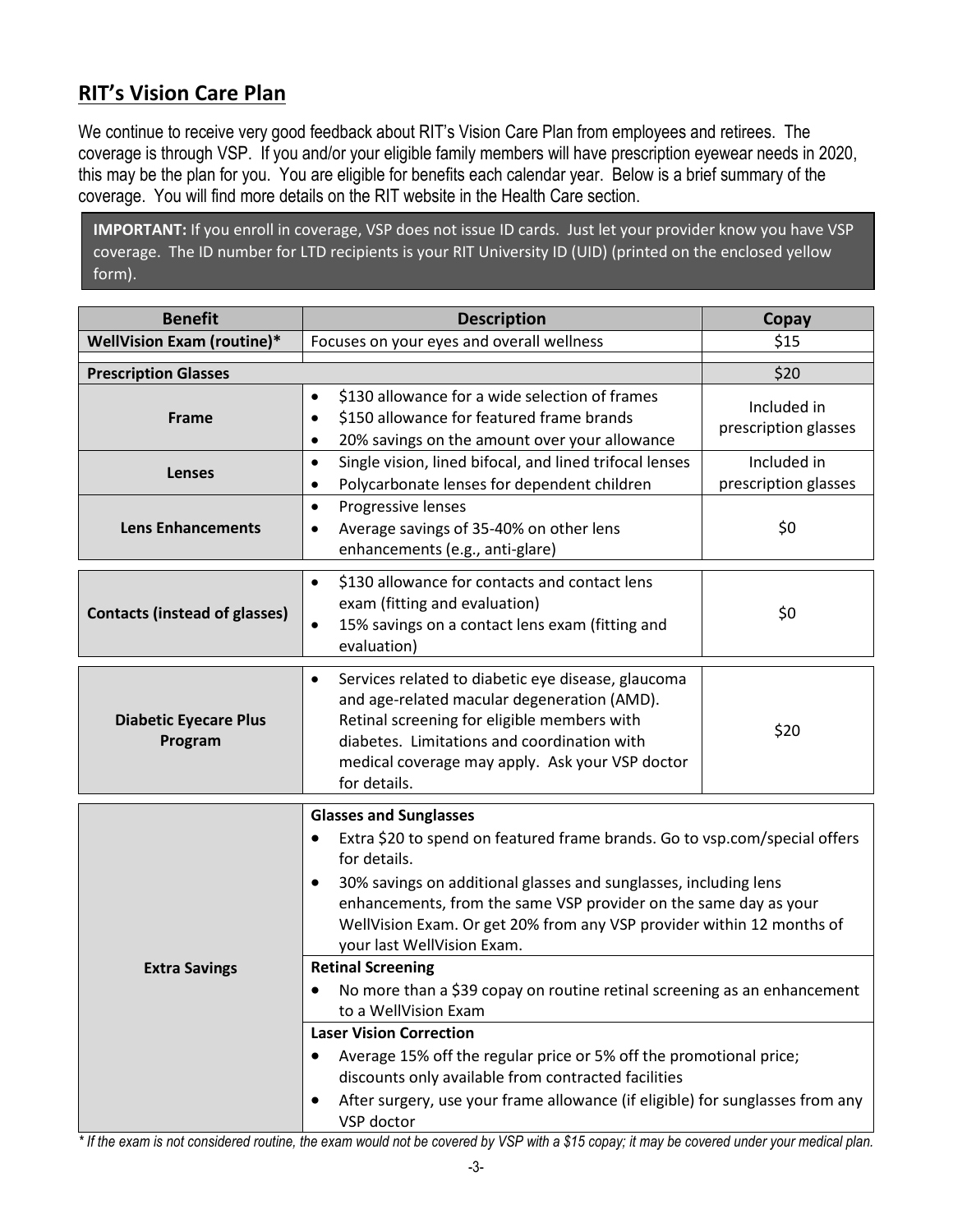## RIT's Vision Care Plan

We continue to receive very good feedback about RIT's Vision Care Plan from employees and retirees. The coverage is through VSP. If you and/or your eligible family members will have prescription eyewear needs in 2020, this may be the plan for you. You are eligible for benefits each calendar year. Below is a brief summary of the coverage. You will find more details on the RIT website in the Health Care section.

**IMPORTANT:** If you enroll in coverage, VSP does not issue ID cards. Just let your provider know you have VSP coverage. The ID number for LTD recipients is your RIT University ID (UID) (printed on the enclosed yellow form).

| Benefit | Description | Copay |
|---|---|---|
| **WellVision Exam (routine)*** | Focuses on your eyes and overall wellness | $15 |
| **Prescription Glasses** | | $20 |
| **Frame** | • $130 allowance for a wide selection of frames<br>• $150 allowance for featured frame brands<br>• 20% savings on the amount over your allowance | Included in prescription glasses |
| **Lenses** | • Single vision, lined bifocal, and lined trifocal lenses<br>• Polycarbonate lenses for dependent children | Included in prescription glasses |
| **Lens Enhancements** | • Progressive lenses<br>• Average savings of 35-40% on other lens enhancements (e.g., anti-glare) | $0 |
| **Contacts (instead of glasses)** | • $130 allowance for contacts and contact lens exam (fitting and evaluation)<br>• 15% savings on a contact lens exam (fitting and evaluation) | $0 |
| **Diabetic Eyecare Plus Program** | • Services related to diabetic eye disease, glaucoma and age-related macular degeneration (AMD). Retinal screening for eligible members with diabetes. Limitations and coordination with medical coverage may apply. Ask your VSP doctor for details. | $20 |
| **Extra Savings** | **Glasses and Sunglasses**<br>• Extra $20 to spend on featured frame brands. Go to vsp.com/special offers for details.<br>• 30% savings on additional glasses and sunglasses, including lens enhancements, from the same VSP provider on the same day as your WellVision Exam. Or get 20% from any VSP provider within 12 months of your last WellVision Exam.<br>**Retinal Screening**<br>• No more than a $39 copay on routine retinal screening as an enhancement to a WellVision Exam<br>**Laser Vision Correction**<br>• Average 15% off the regular price or 5% off the promotional price; discounts only available from contracted facilities<br>• After surgery, use your frame allowance (if eligible) for sunglasses from any VSP doctor | |

*\* If the exam is not considered routine, the exam would not be covered by VSP with a $15 copay; it may be covered under your medical plan.*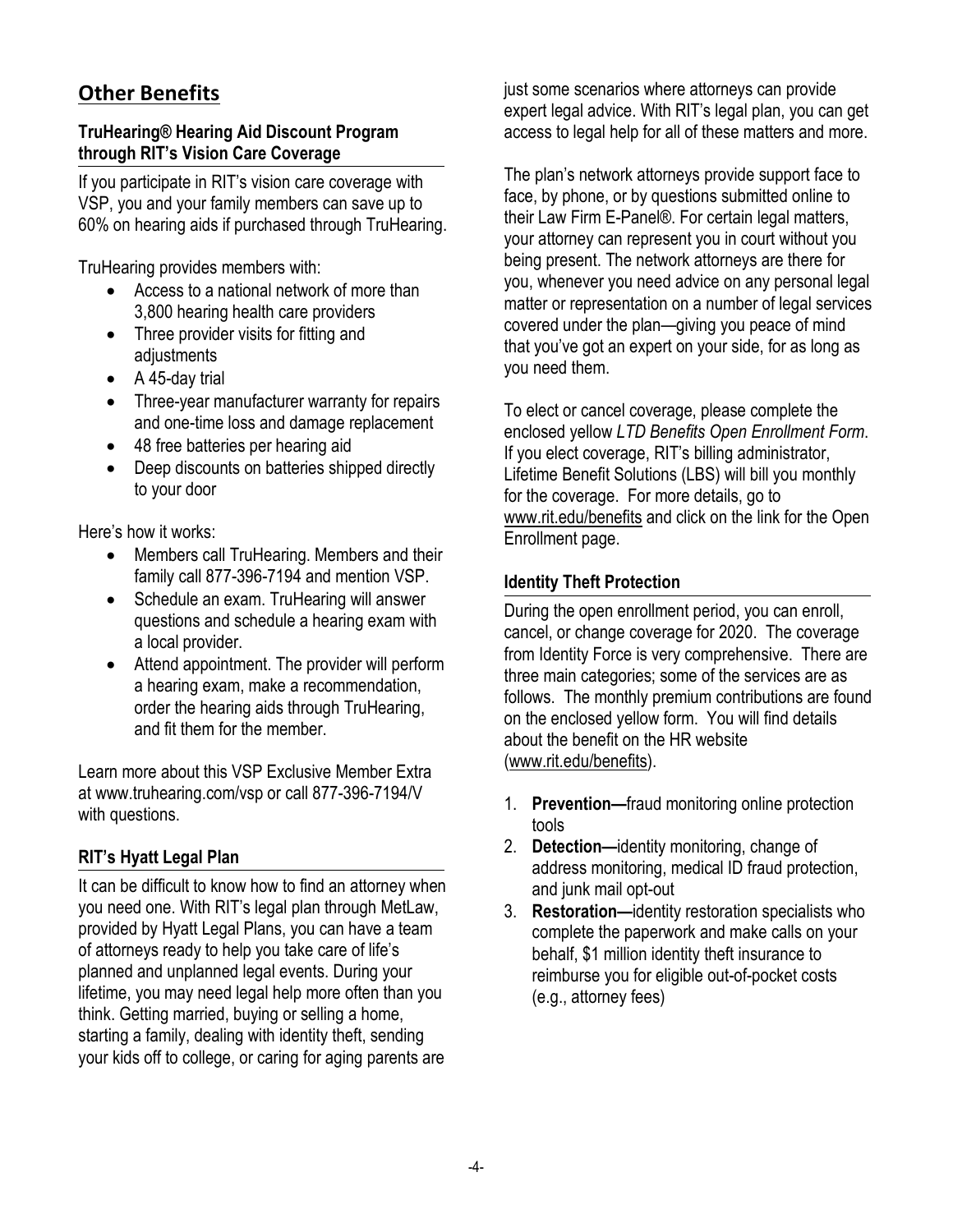## Other Benefits

### TruHearing® Hearing Aid Discount Program through RIT's Vision Care Coverage

If you participate in RIT's vision care coverage with VSP, you and your family members can save up to 60% on hearing aids if purchased through TruHearing.

TruHearing provides members with:

- Access to a national network of more than 3,800 hearing health care providers
- Three provider visits for fitting and adjustments
- A 45-day trial
- Three-year manufacturer warranty for repairs and one-time loss and damage replacement
- 48 free batteries per hearing aid
- Deep discounts on batteries shipped directly to your door

Here's how it works:

- Members call TruHearing. Members and their family call 877-396-7194 and mention VSP.
- Schedule an exam. TruHearing will answer questions and schedule a hearing exam with a local provider.
- Attend appointment. The provider will perform a hearing exam, make a recommendation, order the hearing aids through TruHearing, and fit them for the member.

Learn more about this VSP Exclusive Member Extra at www.truhearing.com/vsp or call 877-396-7194/V with questions.

### RIT's Hyatt Legal Plan

It can be difficult to know how to find an attorney when you need one. With RIT's legal plan through MetLaw, provided by Hyatt Legal Plans, you can have a team of attorneys ready to help you take care of life's planned and unplanned legal events. During your lifetime, you may need legal help more often than you think. Getting married, buying or selling a home, starting a family, dealing with identity theft, sending your kids off to college, or caring for aging parents are just some scenarios where attorneys can provide expert legal advice. With RIT's legal plan, you can get access to legal help for all of these matters and more.

The plan's network attorneys provide support face to face, by phone, or by questions submitted online to their Law Firm E-Panel®. For certain legal matters, your attorney can represent you in court without you being present. The network attorneys are there for you, whenever you need advice on any personal legal matter or representation on a number of legal services covered under the plan—giving you peace of mind that you've got an expert on your side, for as long as you need them.

To elect or cancel coverage, please complete the enclosed yellow *LTD Benefits Open Enrollment Form*. If you elect coverage, RIT's billing administrator, Lifetime Benefit Solutions (LBS) will bill you monthly for the coverage. For more details, go to www.rit.edu/benefits and click on the link for the Open Enrollment page.

### Identity Theft Protection

During the open enrollment period, you can enroll, cancel, or change coverage for 2020. The coverage from Identity Force is very comprehensive. There are three main categories; some of the services are as follows. The monthly premium contributions are found on the enclosed yellow form. You will find details about the benefit on the HR website (www.rit.edu/benefits).

1. **Prevention—**fraud monitoring online protection tools
2. **Detection—**identity monitoring, change of address monitoring, medical ID fraud protection, and junk mail opt-out
3. **Restoration—**identity restoration specialists who complete the paperwork and make calls on your behalf, $1 million identity theft insurance to reimburse you for eligible out-of-pocket costs (e.g., attorney fees)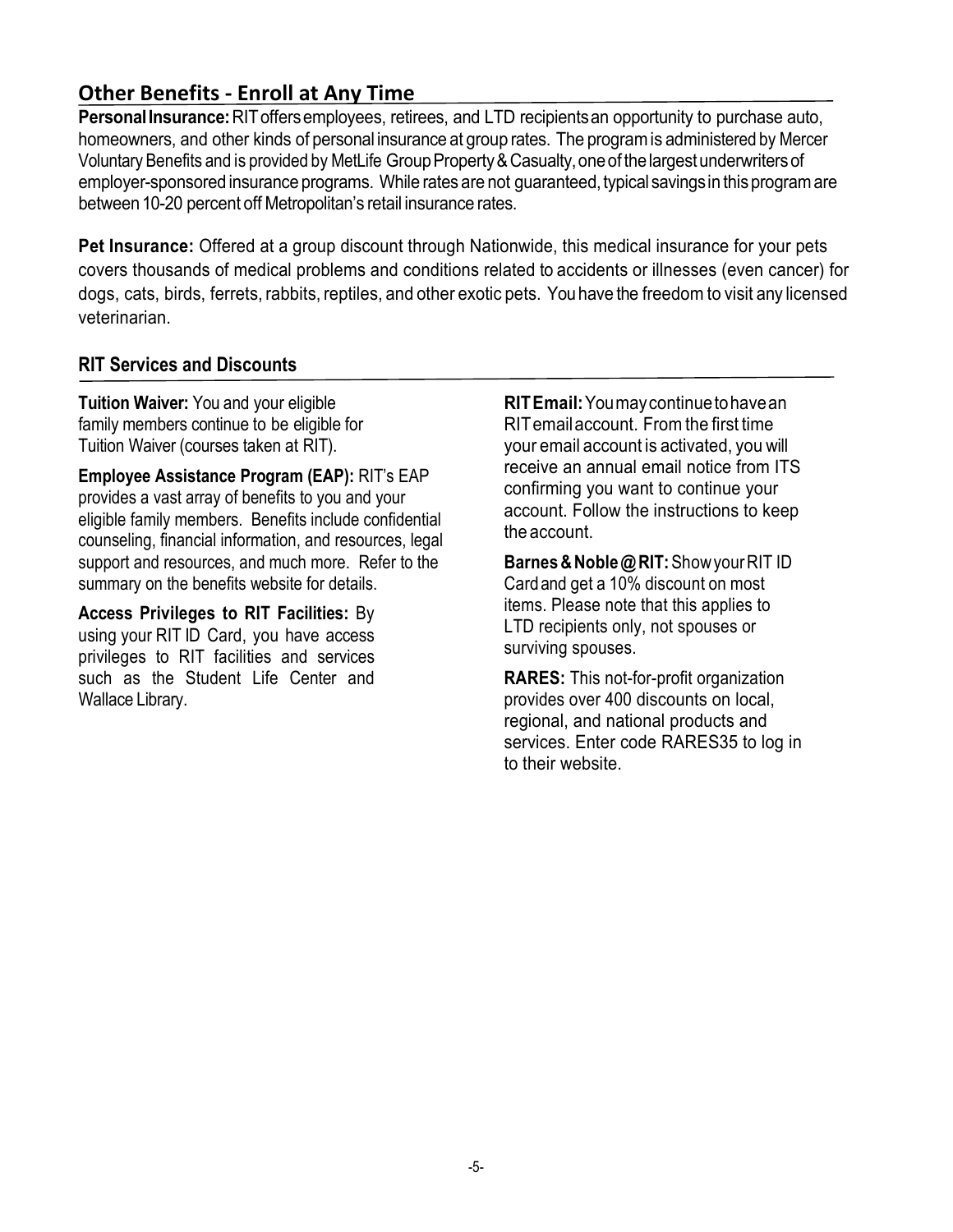## Other Benefits - Enroll at Any Time

**Personal Insurance:** RIT offers employees, retirees, and LTD recipients an opportunity to purchase auto, homeowners, and other kinds of personal insurance at group rates. The program is administered by Mercer Voluntary Benefits and is provided by MetLife Group Property & Casualty, one of the largest underwriters of employer-sponsored insurance programs. While rates are not guaranteed, typical savings in this program are between 10-20 percent off Metropolitan's retail insurance rates.

**Pet Insurance:** Offered at a group discount through Nationwide, this medical insurance for your pets covers thousands of medical problems and conditions related to accidents or illnesses (even cancer) for dogs, cats, birds, ferrets, rabbits, reptiles, and other exotic pets. You have the freedom to visit any licensed veterinarian.

### RIT Services and Discounts

**Tuition Waiver:** You and your eligible family members continue to be eligible for Tuition Waiver (courses taken at RIT).

**Employee Assistance Program (EAP):** RIT's EAP provides a vast array of benefits to you and your eligible family members. Benefits include confidential counseling, financial information, and resources, legal support and resources, and much more. Refer to the summary on the benefits website for details.

**Access Privileges to RIT Facilities:** By using your RIT ID Card, you have access privileges to RIT facilities and services such as the Student Life Center and Wallace Library.

**RIT Email:** You may continue to have an RIT email account. From the first time your email account is activated, you will receive an annual email notice from ITS confirming you want to continue your account. Follow the instructions to keep the account.

**Barnes & Noble @ RIT:** Show your RIT ID Card and get a 10% discount on most items. Please note that this applies to LTD recipients only, not spouses or surviving spouses.

**RARES:** This not-for-profit organization provides over 400 discounts on local, regional, and national products and services. Enter code RARES35 to log in to their website.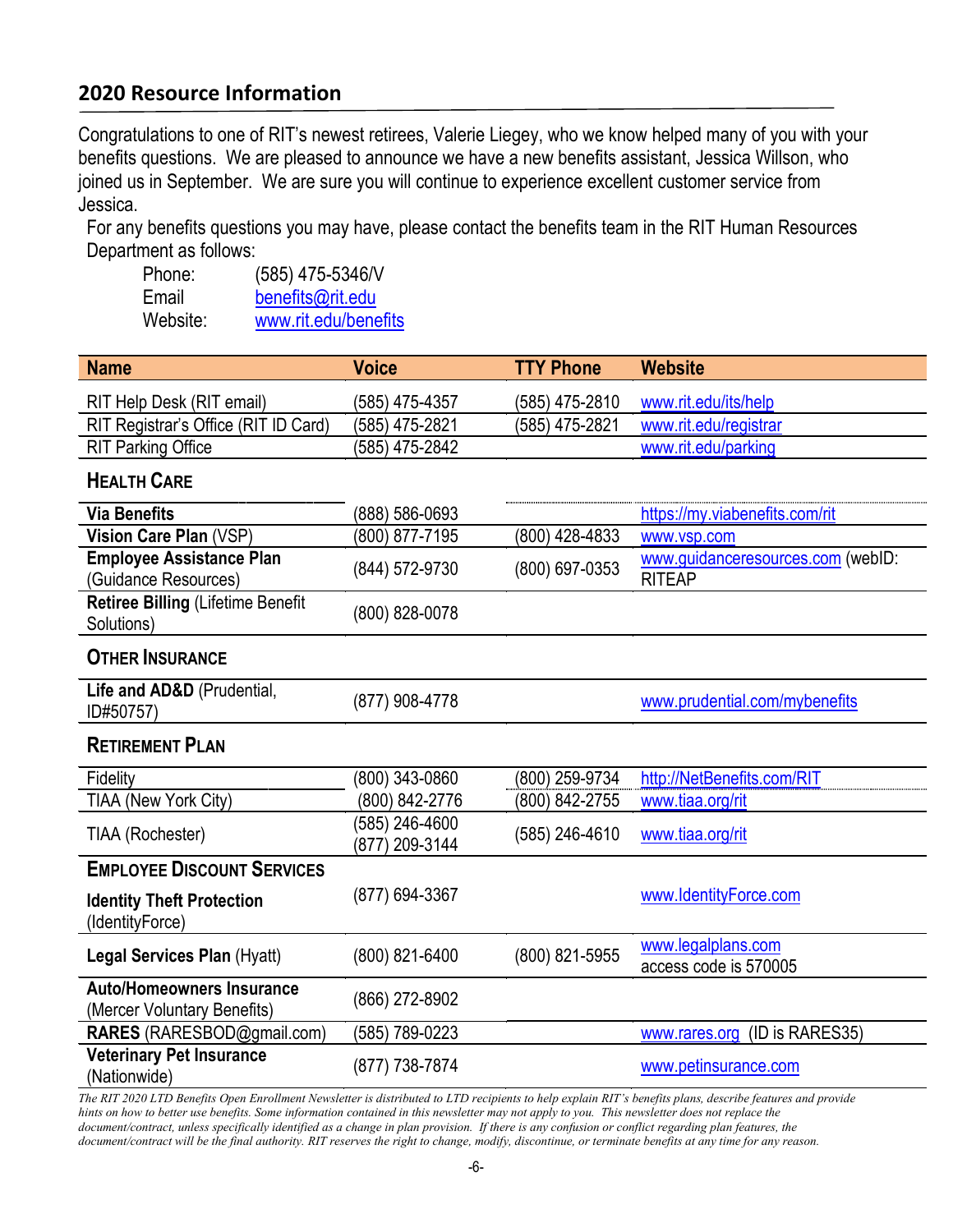## 2020 Resource Information

Congratulations to one of RIT's newest retirees, Valerie Liegey, who we know helped many of you with your benefits questions. We are pleased to announce we have a new benefits assistant, Jessica Willson, who joined us in September. We are sure you will continue to experience excellent customer service from Jessica.

For any benefits questions you may have, please contact the benefits team in the RIT Human Resources Department as follows:

Phone: (585) 475-5346/V
Email benefits@rit.edu
Website: www.rit.edu/benefits

| Name | Voice | TTY Phone | Website |
|---|---|---|---|
| RIT Help Desk (RIT email) | (585) 475-4357 | (585) 475-2810 | www.rit.edu/its/help |
| RIT Registrar's Office (RIT ID Card) | (585) 475-2821 | (585) 475-2821 | www.rit.edu/registrar |
| RIT Parking Office | (585) 475-2842 | | www.rit.edu/parking |
| **HEALTH CARE** | | | |
| **Via Benefits** | (888) 586-0693 | | https://my.viabenefits.com/rit |
| **Vision Care Plan** (VSP) | (800) 877-7195 | (800) 428-4833 | www.vsp.com |
| **Employee Assistance Plan** (Guidance Resources) | (844) 572-9730 | (800) 697-0353 | www.guidanceresources.com (webID: RITEAP |
| **Retiree Billing** (Lifetime Benefit Solutions) | (800) 828-0078 | | |
| **OTHER INSURANCE** | | | |
| **Life and AD&D** (Prudential, ID#50757) | (877) 908-4778 | | www.prudential.com/mybenefits |
| **RETIREMENT PLAN** | | | |
| Fidelity | (800) 343-0860 | (800) 259-9734 | http://NetBenefits.com/RIT |
| TIAA (New York City) | (800) 842-2776 | (800) 842-2755 | www.tiaa.org/rit |
| TIAA (Rochester) | (585) 246-4600<br>(877) 209-3144 | (585) 246-4610 | www.tiaa.org/rit |
| **EMPLOYEE DISCOUNT SERVICES** | | | |
| **Identity Theft Protection** (IdentityForce) | (877) 694-3367 | | www.IdentityForce.com |
| **Legal Services Plan** (Hyatt) | (800) 821-6400 | (800) 821-5955 | www.legalplans.com access code is 570005 |
| **Auto/Homeowners Insurance** (Mercer Voluntary Benefits) | (866) 272-8902 | | |
| **RARES** (RARESBOD@gmail.com) | (585) 789-0223 | | www.rares.org (ID is RARES35) |
| **Veterinary Pet Insurance** (Nationwide) | (877) 738-7874 | | www.petinsurance.com |

*The RIT 2020 LTD Benefits Open Enrollment Newsletter is distributed to LTD recipients to help explain RIT's benefits plans, describe features and provide hints on how to better use benefits. Some information contained in this newsletter may not apply to you. This newsletter does not replace the document/contract, unless specifically identified as a change in plan provision. If there is any confusion or conflict regarding plan features, the document/contract will be the final authority. RIT reserves the right to change, modify, discontinue, or terminate benefits at any time for any reason.*